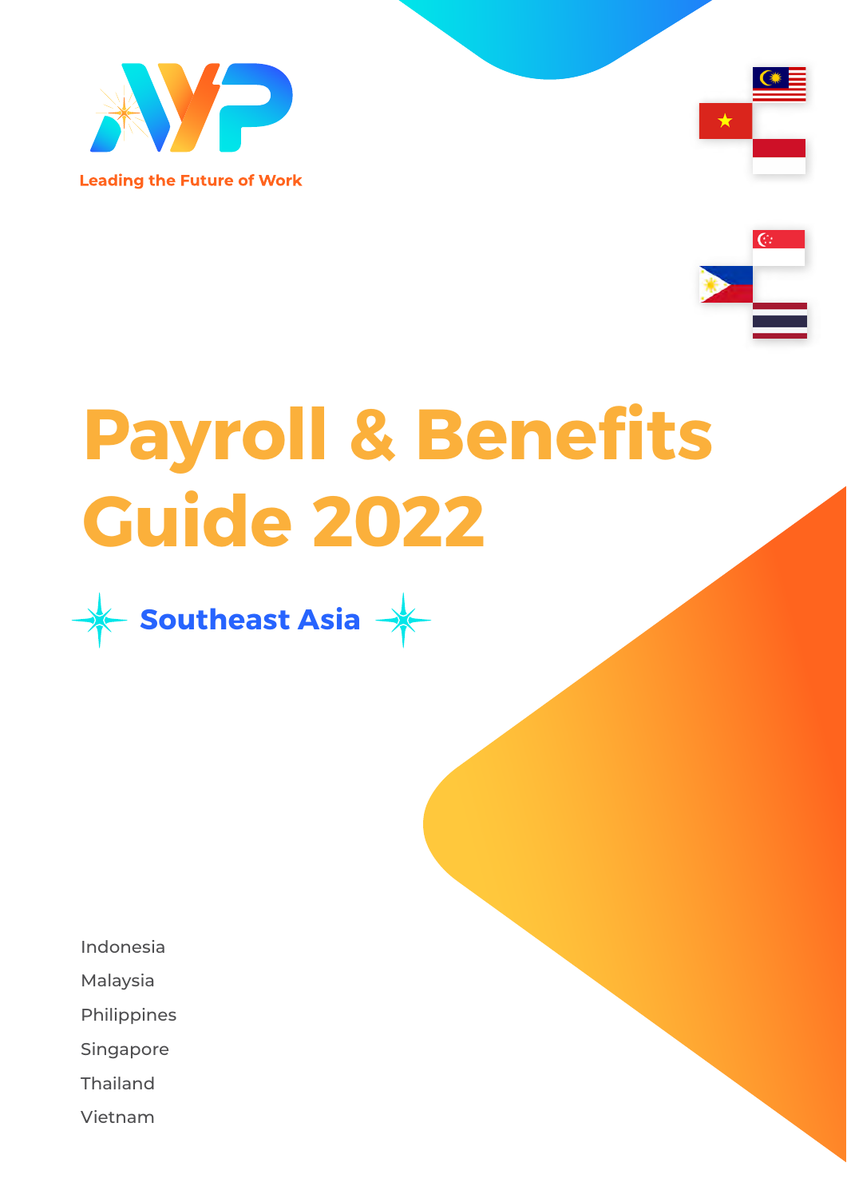Leading the Future of Work

# Payroll & Benefits Guide 2022

## Southeast Asia

- Indonesia
- Malaysia
- Philippines
- Singapore
- Thailand
- Vietnam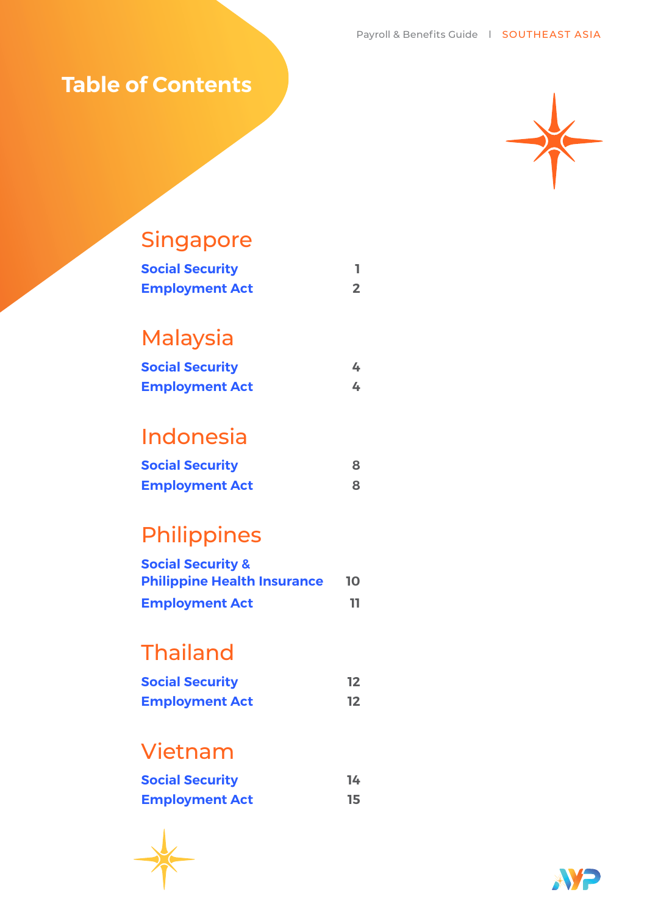# Table of Contents

## Singapore

| | |
|---|---|
| Social Security | 1 |
| Employment Act | 2 |

## Malaysia

| | |
|---|---|
| Social Security | 4 |
| Employment Act | 4 |

## Indonesia

| | |
|---|---|
| Social Security | 8 |
| Employment Act | 8 |

## Philippines

| | |
|---|---|
| Social Security & Philippine Health Insurance | 10 |
| Employment Act | 11 |

## Thailand

| | |
|---|---|
| Social Security | 12 |
| Employment Act | 12 |

## Vietnam

| | |
|---|---|
| Social Security | 14 |
| Employment Act | 15 |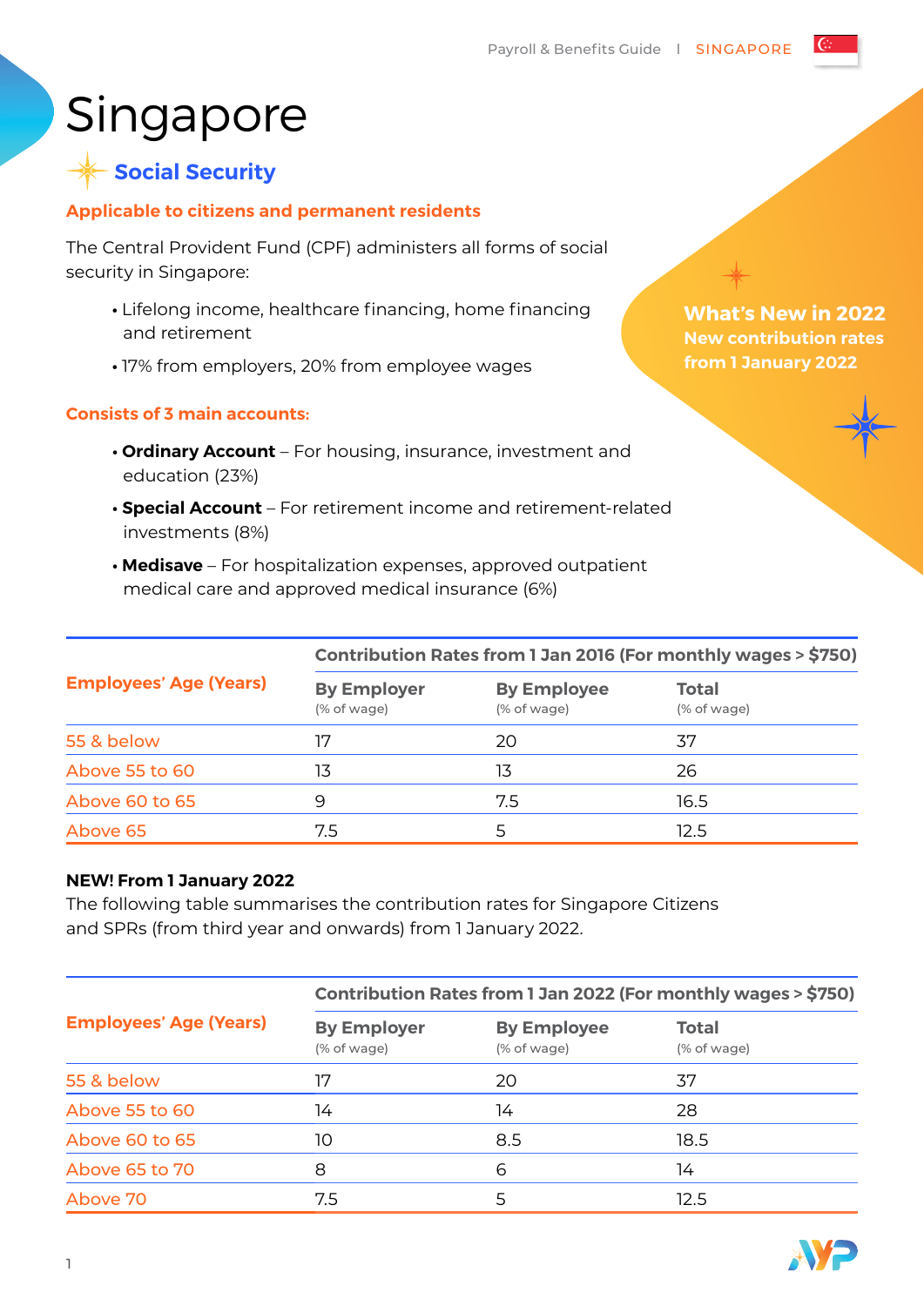# Singapore

## Social Security

**Applicable to citizens and permanent residents**

The Central Provident Fund (CPF) administers all forms of social security in Singapore:

- Lifelong income, healthcare financing, home financing and retirement
- 17% from employers, 20% from employee wages

**What's New in 2022**
**New contribution rates from 1 January 2022**

**Consists of 3 main accounts:**

- **Ordinary Account** – For housing, insurance, investment and education (23%)
- **Special Account** – For retirement income and retirement-related investments (8%)
- **Medisave** – For hospitalization expenses, approved outpatient medical care and approved medical insurance (6%)

| Employees' Age (Years) | Contribution Rates from 1 Jan 2016 (For monthly wages > $750) | | |
|---|---|---|---|
| | By Employer (% of wage) | By Employee (% of wage) | Total (% of wage) |
| 55 & below | 17 | 20 | 37 |
| Above 55 to 60 | 13 | 13 | 26 |
| Above 60 to 65 | 9 | 7.5 | 16.5 |
| Above 65 | 7.5 | 5 | 12.5 |

**NEW! From 1 January 2022**
The following table summarises the contribution rates for Singapore Citizens and SPRs (from third year and onwards) from 1 January 2022.

| Employees' Age (Years) | Contribution Rates from 1 Jan 2022 (For monthly wages > $750) | | |
|---|---|---|---|
| | By Employer (% of wage) | By Employee (% of wage) | Total (% of wage) |
| 55 & below | 17 | 20 | 37 |
| Above 55 to 60 | 14 | 14 | 28 |
| Above 60 to 65 | 10 | 8.5 | 18.5 |
| Above 65 to 70 | 8 | 6 | 14 |
| Above 70 | 7.5 | 5 | 12.5 |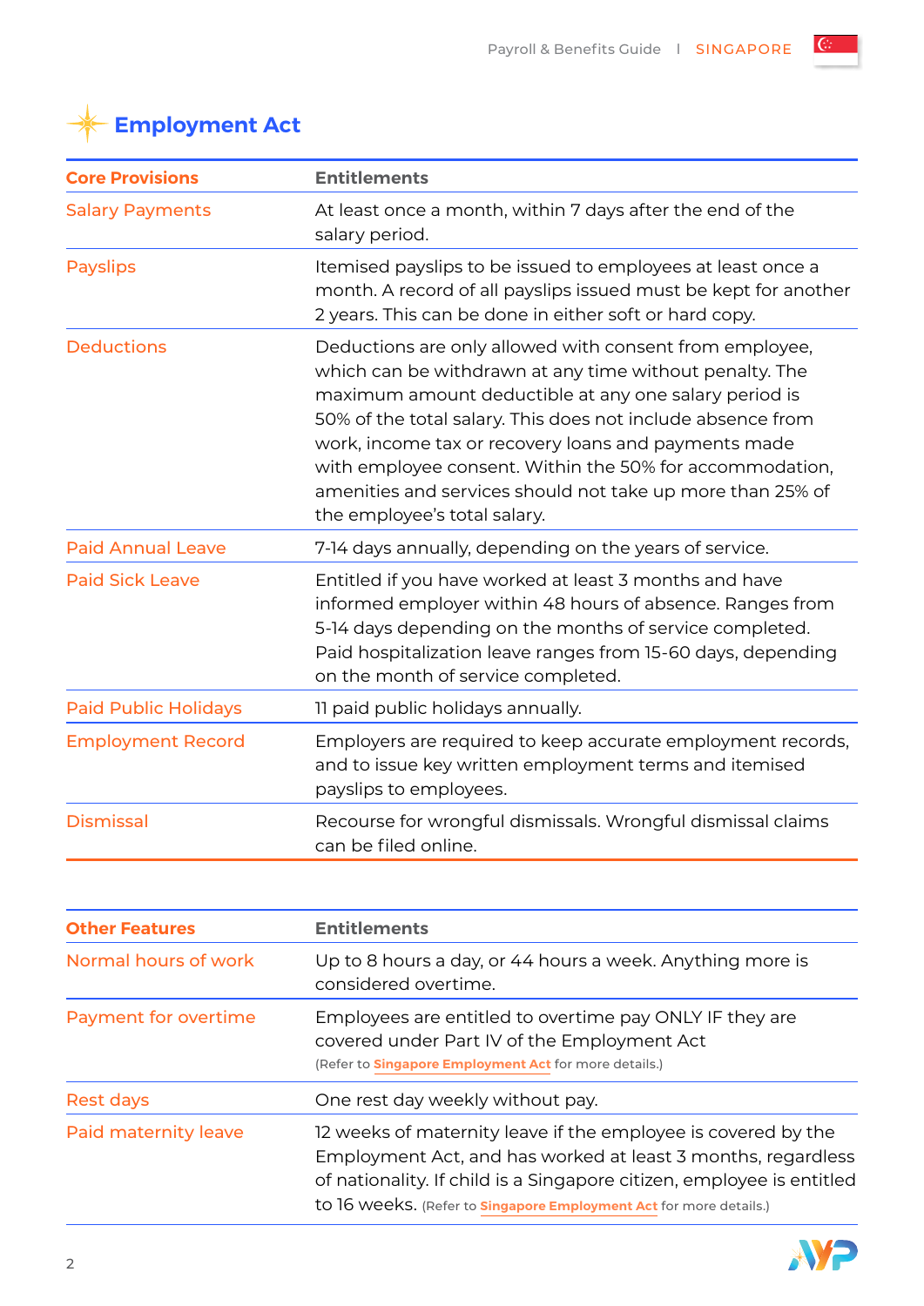# Employment Act

| Core Provisions | Entitlements |
|---|---|
| Salary Payments | At least once a month, within 7 days after the end of the salary period. |
| Payslips | Itemised payslips to be issued to employees at least once a month. A record of all payslips issued must be kept for another 2 years. This can be done in either soft or hard copy. |
| Deductions | Deductions are only allowed with consent from employee, which can be withdrawn at any time without penalty. The maximum amount deductible at any one salary period is 50% of the total salary. This does not include absence from work, income tax or recovery loans and payments made with employee consent. Within the 50% for accommodation, amenities and services should not take up more than 25% of the employee's total salary. |
| Paid Annual Leave | 7-14 days annually, depending on the years of service. |
| Paid Sick Leave | Entitled if you have worked at least 3 months and have informed employer within 48 hours of absence. Ranges from 5-14 days depending on the months of service completed. Paid hospitalization leave ranges from 15-60 days, depending on the month of service completed. |
| Paid Public Holidays | 11 paid public holidays annually. |
| Employment Record | Employers are required to keep accurate employment records, and to issue key written employment terms and itemised payslips to employees. |
| Dismissal | Recourse for wrongful dismissals. Wrongful dismissal claims can be filed online. |

| Other Features | Entitlements |
|---|---|
| Normal hours of work | Up to 8 hours a day, or 44 hours a week. Anything more is considered overtime. |
| Payment for overtime | Employees are entitled to overtime pay ONLY IF they are covered under Part IV of the Employment Act (Refer to Singapore Employment Act for more details.) |
| Rest days | One rest day weekly without pay. |
| Paid maternity leave | 12 weeks of maternity leave if the employee is covered by the Employment Act, and has worked at least 3 months, regardless of nationality. If child is a Singapore citizen, employee is entitled to 16 weeks. (Refer to Singapore Employment Act for more details.) |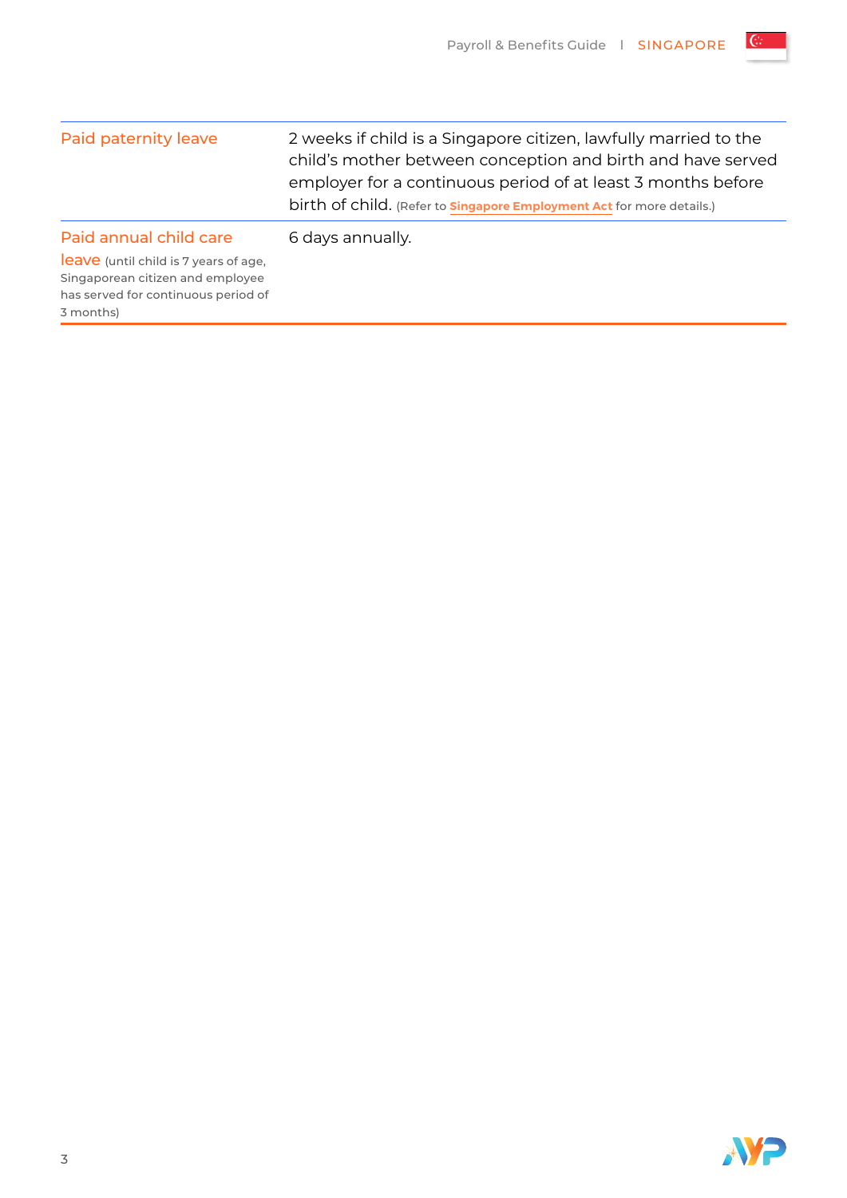| | |
|---|---|
| Paid paternity leave | 2 weeks if child is a Singapore citizen, lawfully married to the child's mother between conception and birth and have served employer for a continuous period of at least 3 months before birth of child. (Refer to **Singapore Employment Act** for more details.) |
| Paid annual child care leave (until child is 7 years of age, Singaporean citizen and employee has served for continuous period of 3 months) | 6 days annually. |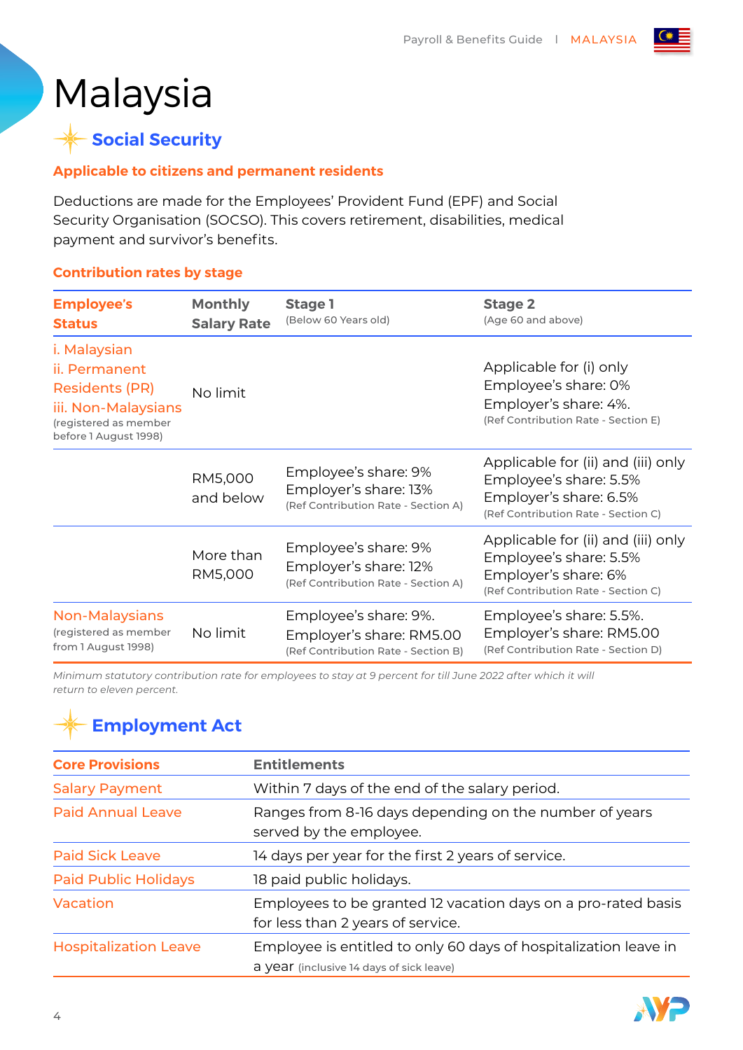# Malaysia

## Social Security

### Applicable to citizens and permanent residents

Deductions are made for the Employees' Provident Fund (EPF) and Social Security Organisation (SOCSO). This covers retirement, disabilities, medical payment and survivor's benefits.

### Contribution rates by stage

| Employee's Status | Monthly Salary Rate | Stage 1 (Below 60 Years old) | Stage 2 (Age 60 and above) |
|---|---|---|---|
| i. Malaysian<br>ii. Permanent Residents (PR)<br>iii. Non-Malaysians (registered as member before 1 August 1998) | No limit | | Applicable for (i) only<br>Employee's share: 0%<br>Employer's share: 4%.<br>(Ref Contribution Rate - Section E) |
| | RM5,000 and below | Employee's share: 9%<br>Employer's share: 13%<br>(Ref Contribution Rate - Section A) | Applicable for (ii) and (iii) only<br>Employee's share: 5.5%<br>Employer's share: 6.5%<br>(Ref Contribution Rate - Section C) |
| | More than RM5,000 | Employee's share: 9%<br>Employer's share: 12%<br>(Ref Contribution Rate - Section A) | Applicable for (ii) and (iii) only<br>Employee's share: 5.5%<br>Employer's share: 6%<br>(Ref Contribution Rate - Section C) |
| Non-Malaysians (registered as member from 1 August 1998) | No limit | Employee's share: 9%.<br>Employer's share: RM5.00<br>(Ref Contribution Rate - Section B) | Employee's share: 5.5%.<br>Employer's share: RM5.00<br>(Ref Contribution Rate - Section D) |

*Minimum statutory contribution rate for employees to stay at 9 percent for till June 2022 after which it will return to eleven percent.*

## Employment Act

| Core Provisions | Entitlements |
|---|---|
| Salary Payment | Within 7 days of the end of the salary period. |
| Paid Annual Leave | Ranges from 8-16 days depending on the number of years served by the employee. |
| Paid Sick Leave | 14 days per year for the first 2 years of service. |
| Paid Public Holidays | 18 paid public holidays. |
| Vacation | Employees to be granted 12 vacation days on a pro-rated basis for less than 2 years of service. |
| Hospitalization Leave | Employee is entitled to only 60 days of hospitalization leave in a year (inclusive 14 days of sick leave) |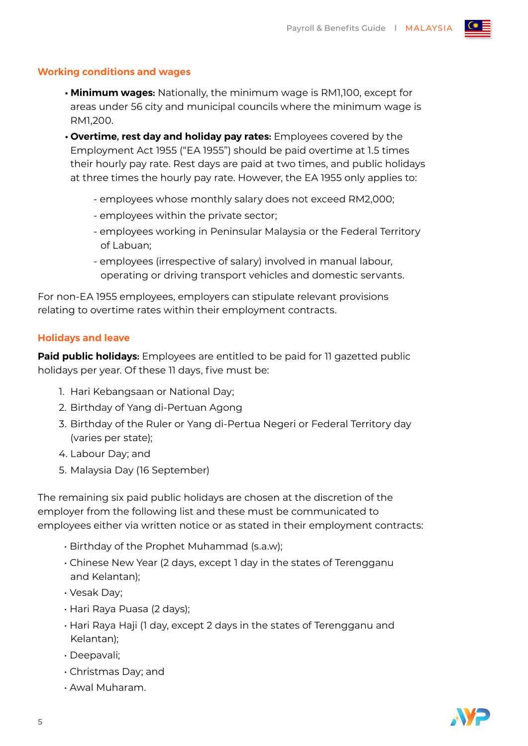## Working conditions and wages

- **Minimum wages:** Nationally, the minimum wage is RM1,100, except for areas under 56 city and municipal councils where the minimum wage is RM1,200.
- **Overtime, rest day and holiday pay rates:** Employees covered by the Employment Act 1955 ("EA 1955") should be paid overtime at 1.5 times their hourly pay rate. Rest days are paid at two times, and public holidays at three times the hourly pay rate. However, the EA 1955 only applies to:
    - employees whose monthly salary does not exceed RM2,000;
    - employees within the private sector;
    - employees working in Peninsular Malaysia or the Federal Territory of Labuan;
    - employees (irrespective of salary) involved in manual labour, operating or driving transport vehicles and domestic servants.

For non-EA 1955 employees, employers can stipulate relevant provisions relating to overtime rates within their employment contracts.

## Holidays and leave

**Paid public holidays:** Employees are entitled to be paid for 11 gazetted public holidays per year. Of these 11 days, five must be:

1. Hari Kebangsaan or National Day;
2. Birthday of Yang di-Pertuan Agong
3. Birthday of the Ruler or Yang di-Pertua Negeri or Federal Territory day (varies per state);
4. Labour Day; and
5. Malaysia Day (16 September)

The remaining six paid public holidays are chosen at the discretion of the employer from the following list and these must be communicated to employees either via written notice or as stated in their employment contracts:

- Birthday of the Prophet Muhammad (s.a.w);
- Chinese New Year (2 days, except 1 day in the states of Terengganu and Kelantan);
- Vesak Day;
- Hari Raya Puasa (2 days);
- Hari Raya Haji (1 day, except 2 days in the states of Terengganu and Kelantan);
- Deepavali;
- Christmas Day; and
- Awal Muharam.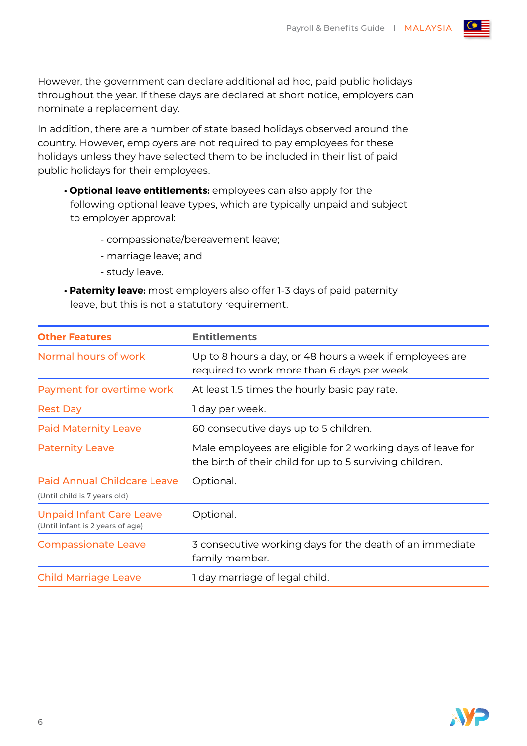However, the government can declare additional ad hoc, paid public holidays throughout the year. If these days are declared at short notice, employers can nominate a replacement day.

In addition, there are a number of state based holidays observed around the country. However, employers are not required to pay employees for these holidays unless they have selected them to be included in their list of paid public holidays for their employees.

- **Optional leave entitlements:** employees can also apply for the following optional leave types, which are typically unpaid and subject to employer approval:
  - compassionate/bereavement leave;
  - marriage leave; and
  - study leave.
- **Paternity leave:** most employers also offer 1-3 days of paid paternity leave, but this is not a statutory requirement.

| Other Features | Entitlements |
|---|---|
| Normal hours of work | Up to 8 hours a day, or 48 hours a week if employees are required to work more than 6 days per week. |
| Payment for overtime work | At least 1.5 times the hourly basic pay rate. |
| Rest Day | 1 day per week. |
| Paid Maternity Leave | 60 consecutive days up to 5 children. |
| Paternity Leave | Male employees are eligible for 2 working days of leave for the birth of their child for up to 5 surviving children. |
| Paid Annual Childcare Leave (Until child is 7 years old) | Optional. |
| Unpaid Infant Care Leave (Until infant is 2 years of age) | Optional. |
| Compassionate Leave | 3 consecutive working days for the death of an immediate family member. |
| Child Marriage Leave | 1 day marriage of legal child. |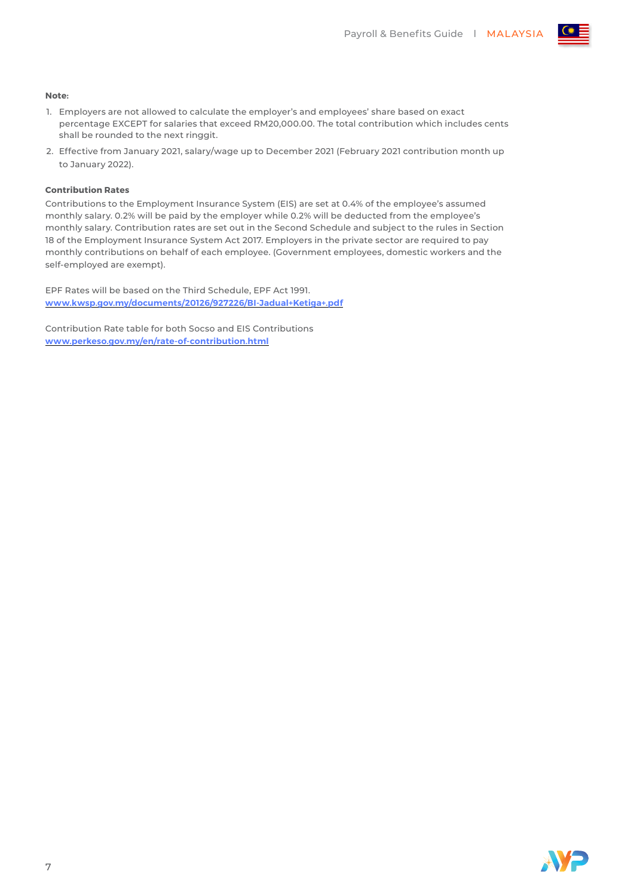**Note:**

1. Employers are not allowed to calculate the employer's and employees' share based on exact percentage EXCEPT for salaries that exceed RM20,000.00. The total contribution which includes cents shall be rounded to the next ringgit.
2. Effective from January 2021, salary/wage up to December 2021 (February 2021 contribution month up to January 2022).

**Contribution Rates**

Contributions to the Employment Insurance System (EIS) are set at 0.4% of the employee's assumed monthly salary. 0.2% will be paid by the employer while 0.2% will be deducted from the employee's monthly salary. Contribution rates are set out in the Second Schedule and subject to the rules in Section 18 of the Employment Insurance System Act 2017. Employers in the private sector are required to pay monthly contributions on behalf of each employee. (Government employees, domestic workers and the self-employed are exempt).

EPF Rates will be based on the Third Schedule, EPF Act 1991.
**www.kwsp.gov.my/documents/20126/927226/BI-Jadual+Ketiga+.pdf**

Contribution Rate table for both Socso and EIS Contributions
**www.perkeso.gov.my/en/rate-of-contribution.html**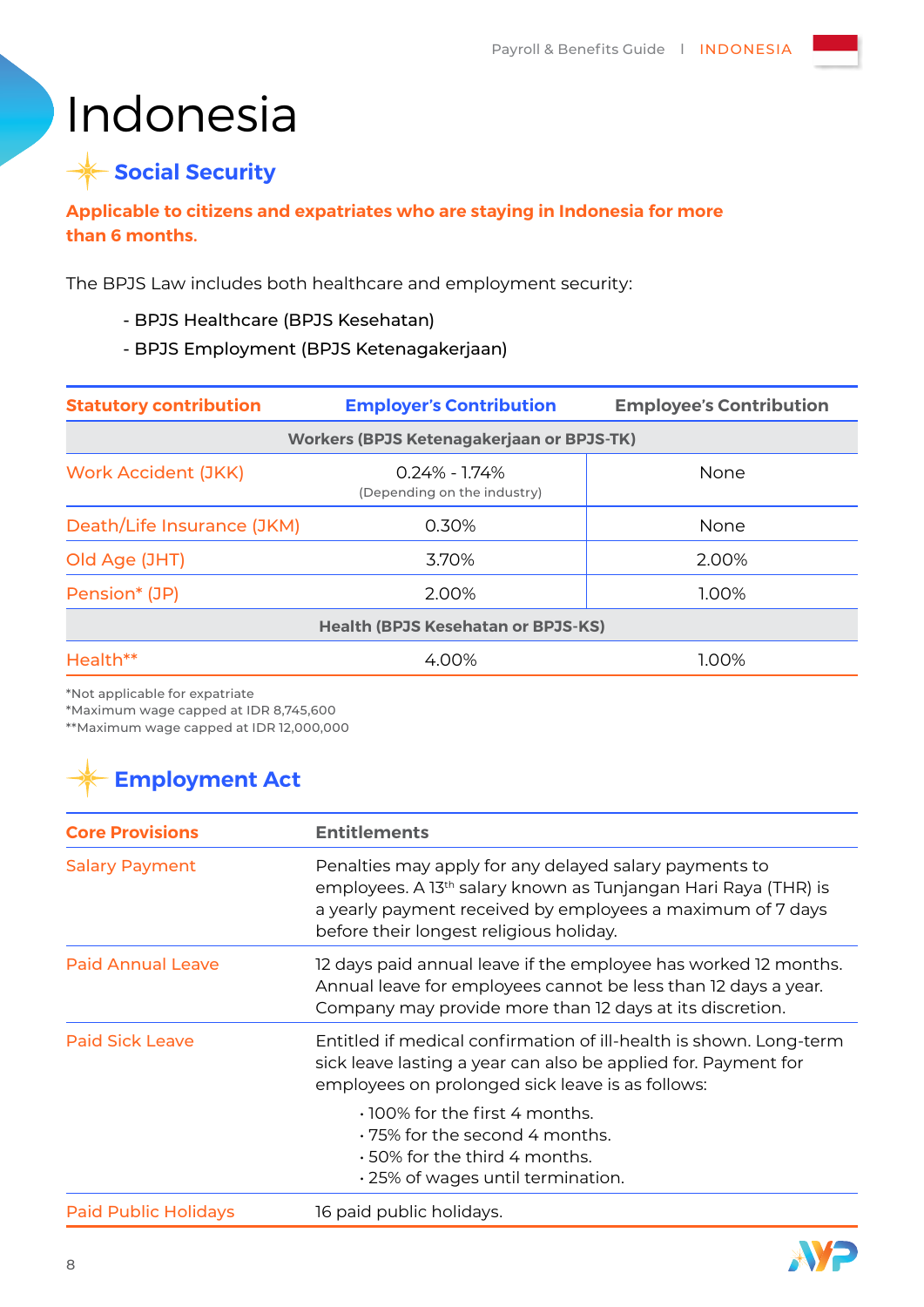# Indonesia

## Social Security

**Applicable to citizens and expatriates who are staying in Indonesia for more than 6 months.**

The BPJS Law includes both healthcare and employment security:

- BPJS Healthcare (BPJS Kesehatan)
- BPJS Employment (BPJS Ketenagakerjaan)

| Statutory contribution | Employer's Contribution | Employee's Contribution |
|---|---|---|
| **Workers (BPJS Ketenagakerjaan or BPJS-TK)** | | |
| Work Accident (JKK) | 0.24% - 1.74% (Depending on the industry) | None |
| Death/Life Insurance (JKM) | 0.30% | None |
| Old Age (JHT) | 3.70% | 2.00% |
| Pension* (JP) | 2.00% | 1.00% |
| **Health (BPJS Kesehatan or BPJS-KS)** | | |
| Health** | 4.00% | 1.00% |

*Not applicable for expatriate
*Maximum wage capped at IDR 8,745,600
**Maximum wage capped at IDR 12,000,000

## Employment Act

| Core Provisions | Entitlements |
|---|---|
| Salary Payment | Penalties may apply for any delayed salary payments to employees. A 13th salary known as Tunjangan Hari Raya (THR) is a yearly payment received by employees a maximum of 7 days before their longest religious holiday. |
| Paid Annual Leave | 12 days paid annual leave if the employee has worked 12 months. Annual leave for employees cannot be less than 12 days a year. Company may provide more than 12 days at its discretion. |
| Paid Sick Leave | Entitled if medical confirmation of ill-health is shown. Long-term sick leave lasting a year can also be applied for. Payment for employees on prolonged sick leave is as follows:<br>• 100% for the first 4 months.<br>• 75% for the second 4 months.<br>• 50% for the third 4 months.<br>• 25% of wages until termination. |
| Paid Public Holidays | 16 paid public holidays. |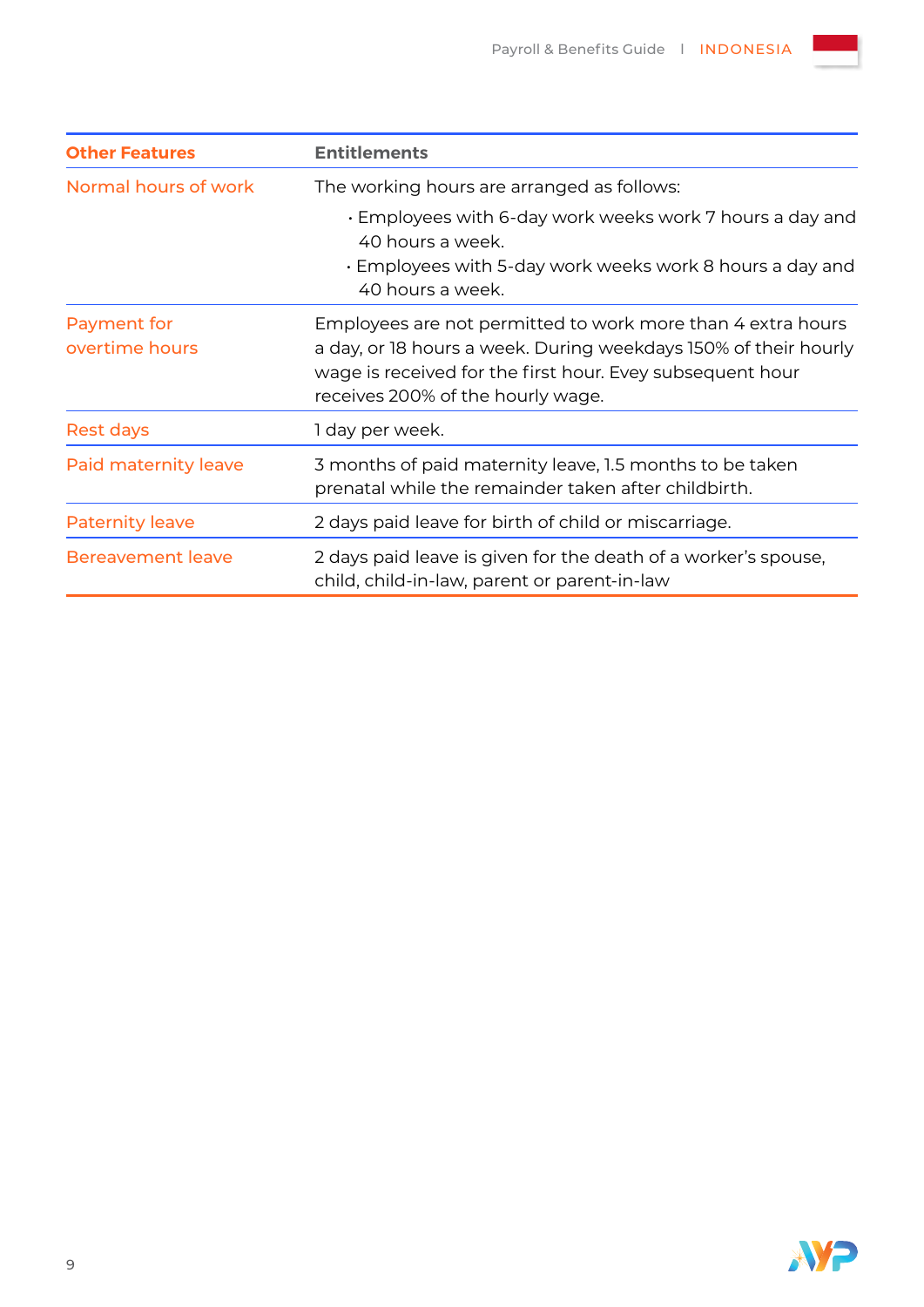| Other Features | Entitlements |
|---|---|
| Normal hours of work | The working hours are arranged as follows:<br>• Employees with 6-day work weeks work 7 hours a day and 40 hours a week.<br>• Employees with 5-day work weeks work 8 hours a day and 40 hours a week. |
| Payment for overtime hours | Employees are not permitted to work more than 4 extra hours a day, or 18 hours a week. During weekdays 150% of their hourly wage is received for the first hour. Evey subsequent hour receives 200% of the hourly wage. |
| Rest days | 1 day per week. |
| Paid maternity leave | 3 months of paid maternity leave, 1.5 months to be taken prenatal while the remainder taken after childbirth. |
| Paternity leave | 2 days paid leave for birth of child or miscarriage. |
| Bereavement leave | 2 days paid leave is given for the death of a worker's spouse, child, child-in-law, parent or parent-in-law |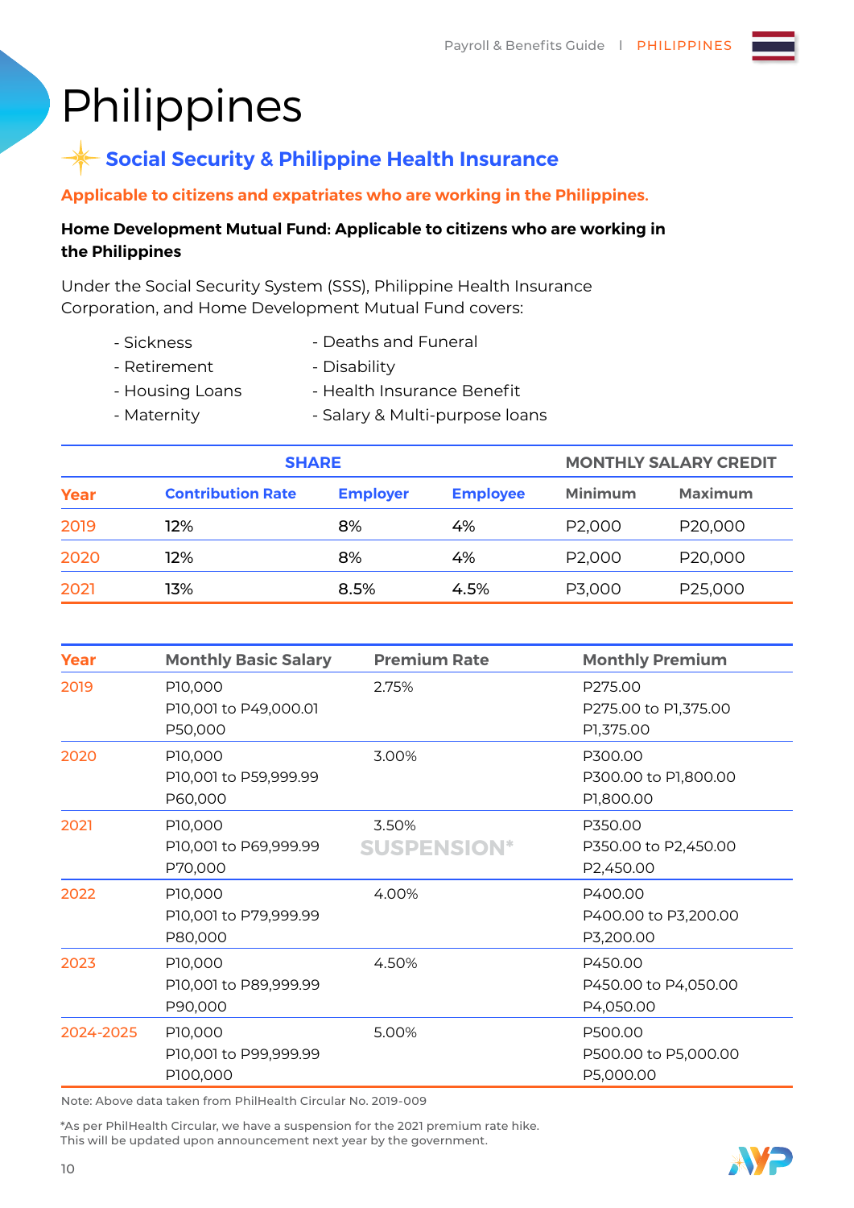# Philippines

## Social Security & Philippine Health Insurance

**Applicable to citizens and expatriates who are working in the Philippines.**

**Home Development Mutual Fund: Applicable to citizens who are working in the Philippines**

Under the Social Security System (SSS), Philippine Health Insurance Corporation, and Home Development Mutual Fund covers:

- Sickness
- Retirement
- Housing Loans
- Maternity
- Deaths and Funeral
- Disability
- Health Insurance Benefit
- Salary & Multi-purpose loans

| | SHARE | | | MONTHLY SALARY CREDIT | |
|---|---|---|---|---|---|
| **Year** | **Contribution Rate** | **Employer** | **Employee** | **Minimum** | **Maximum** |
| 2019 | 12% | 8% | 4% | P2,000 | P20,000 |
| 2020 | 12% | 8% | 4% | P2,000 | P20,000 |
| 2021 | 13% | 8.5% | 4.5% | P3,000 | P25,000 |

| Year | Monthly Basic Salary | Premium Rate | Monthly Premium |
|---|---|---|---|
| 2019 | P10,000<br>P10,001 to P49,000.01<br>P50,000 | 2.75% | P275.00<br>P275.00 to P1,375.00<br>P1,375.00 |
| 2020 | P10,000<br>P10,001 to P59,999.99<br>P60,000 | 3.00% | P300.00<br>P300.00 to P1,800.00<br>P1,800.00 |
| 2021 | P10,000<br>P10,001 to P69,999.99<br>P70,000 | 3.50%<br>SUSPENSION* | P350.00<br>P350.00 to P2,450.00<br>P2,450.00 |
| 2022 | P10,000<br>P10,001 to P79,999.99<br>P80,000 | 4.00% | P400.00<br>P400.00 to P3,200.00<br>P3,200.00 |
| 2023 | P10,000<br>P10,001 to P89,999.99<br>P90,000 | 4.50% | P450.00<br>P450.00 to P4,050.00<br>P4,050.00 |
| 2024-2025 | P10,000<br>P10,001 to P99,999.99<br>P100,000 | 5.00% | P500.00<br>P500.00 to P5,000.00<br>P5,000.00 |

Note: Above data taken from PhilHealth Circular No. 2019-009

*As per PhilHealth Circular, we have a suspension for the 2021 premium rate hike.
This will be updated upon announcement next year by the government.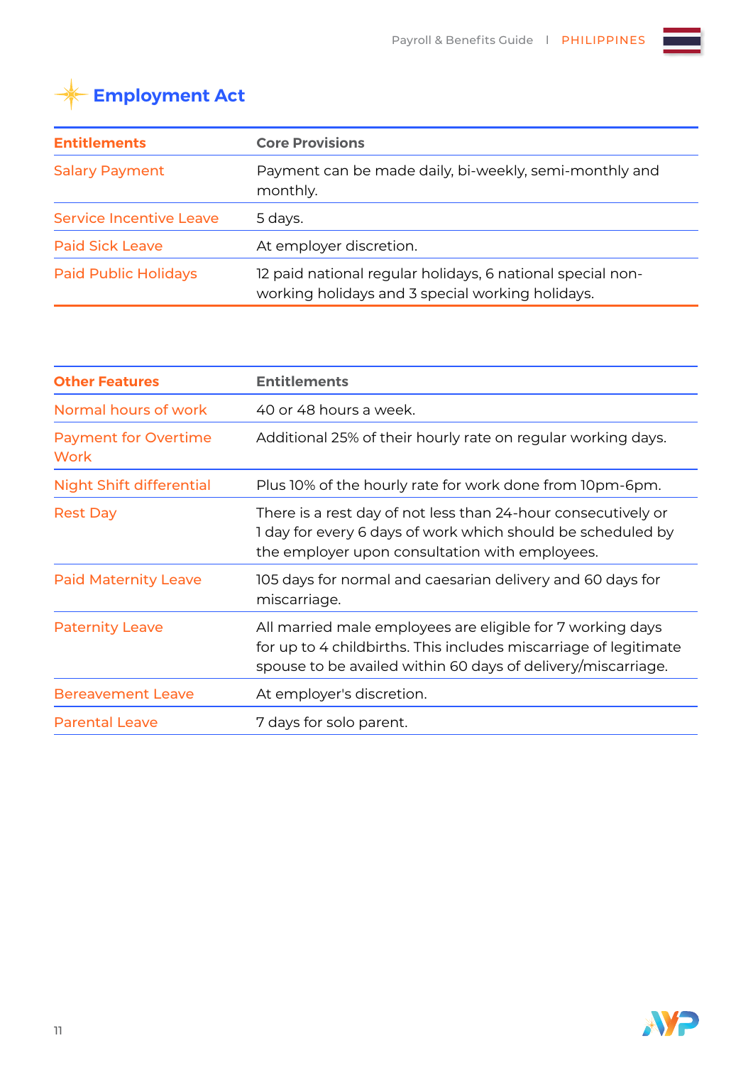## Employment Act

| Entitlements | Core Provisions |
| --- | --- |
| Salary Payment | Payment can be made daily, bi-weekly, semi-monthly and monthly. |
| Service Incentive Leave | 5 days. |
| Paid Sick Leave | At employer discretion. |
| Paid Public Holidays | 12 paid national regular holidays, 6 national special non-working holidays and 3 special working holidays. |

| Other Features | Entitlements |
| --- | --- |
| Normal hours of work | 40 or 48 hours a week. |
| Payment for Overtime Work | Additional 25% of their hourly rate on regular working days. |
| Night Shift differential | Plus 10% of the hourly rate for work done from 10pm-6pm. |
| Rest Day | There is a rest day of not less than 24-hour consecutively or 1 day for every 6 days of work which should be scheduled by the employer upon consultation with employees. |
| Paid Maternity Leave | 105 days for normal and caesarian delivery and 60 days for miscarriage. |
| Paternity Leave | All married male employees are eligible for 7 working days for up to 4 childbirths. This includes miscarriage of legitimate spouse to be availed within 60 days of delivery/miscarriage. |
| Bereavement Leave | At employer's discretion. |
| Parental Leave | 7 days for solo parent. |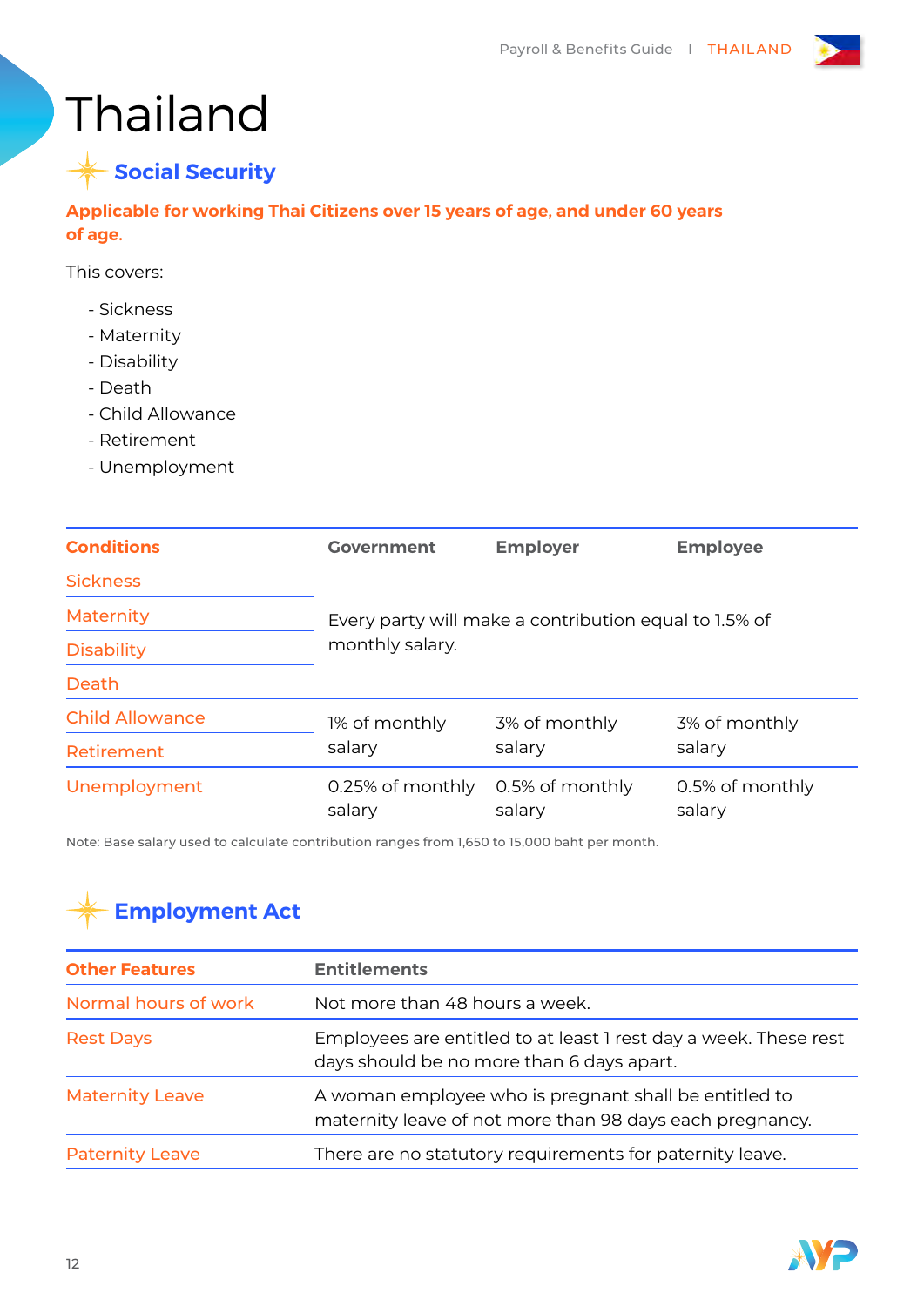# Thailand

## Social Security

**Applicable for working Thai Citizens over 15 years of age, and under 60 years of age.**

This covers:

- Sickness
- Maternity
- Disability
- Death
- Child Allowance
- Retirement
- Unemployment

| Conditions | Government | Employer | Employee |
| --- | --- | --- | --- |
| Sickness | Every party will make a contribution equal to 1.5% of monthly salary. | | |
| Maternity | | | |
| Disability | | | |
| Death | | | |
| Child Allowance | 1% of monthly salary | 3% of monthly salary | 3% of monthly salary |
| Retirement | | | |
| Unemployment | 0.25% of monthly salary | 0.5% of monthly salary | 0.5% of monthly salary |

Note: Base salary used to calculate contribution ranges from 1,650 to 15,000 baht per month.

## Employment Act

| Other Features | Entitlements |
| --- | --- |
| Normal hours of work | Not more than 48 hours a week. |
| Rest Days | Employees are entitled to at least 1 rest day a week. These rest days should be no more than 6 days apart. |
| Maternity Leave | A woman employee who is pregnant shall be entitled to maternity leave of not more than 98 days each pregnancy. |
| Paternity Leave | There are no statutory requirements for paternity leave. |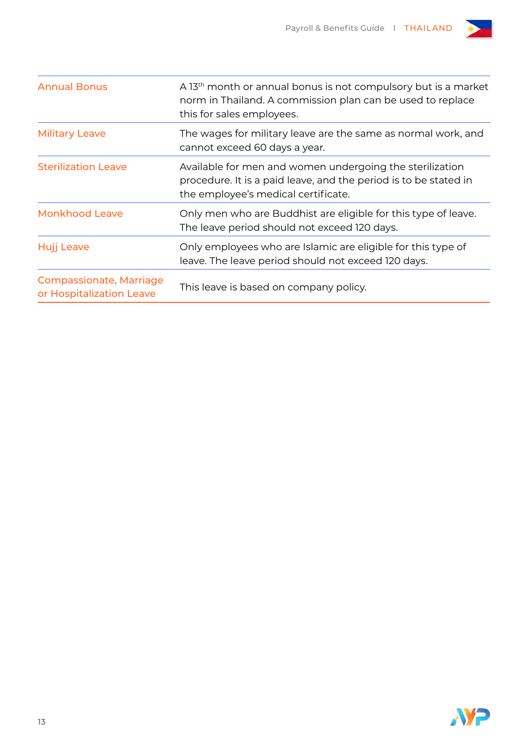| | |
|---|---|
| Annual Bonus | A 13th month or annual bonus is not compulsory but is a market norm in Thailand. A commission plan can be used to replace this for sales employees. |
| Military Leave | The wages for military leave are the same as normal work, and cannot exceed 60 days a year. |
| Sterilization Leave | Available for men and women undergoing the sterilization procedure. It is a paid leave, and the period is to be stated in the employee's medical certificate. |
| Monkhood Leave | Only men who are Buddhist are eligible for this type of leave. The leave period should not exceed 120 days. |
| Hujj Leave | Only employees who are Islamic are eligible for this type of leave. The leave period should not exceed 120 days. |
| Compassionate, Marriage or Hospitalization Leave | This leave is based on company policy. |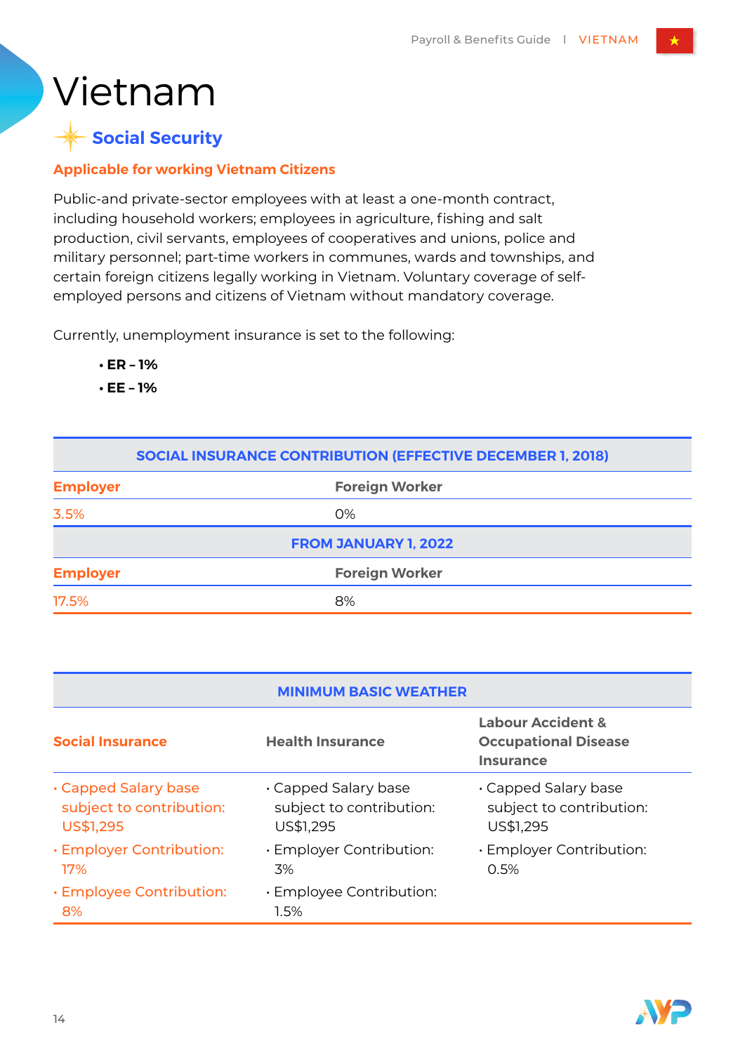# Vietnam

## Social Security

**Applicable for working Vietnam Citizens**

Public-and private-sector employees with at least a one-month contract, including household workers; employees in agriculture, fishing and salt production, civil servants, employees of cooperatives and unions, police and military personnel; part-time workers in communes, wards and townships, and certain foreign citizens legally working in Vietnam. Voluntary coverage of self-employed persons and citizens of Vietnam without mandatory coverage.

Currently, unemployment insurance is set to the following:

- **ER – 1%**
- **EE – 1%**

| SOCIAL INSURANCE CONTRIBUTION (EFFECTIVE DECEMBER 1, 2018) | |
|---|---|
| **Employer** | **Foreign Worker** |
| 3.5% | 0% |
| **FROM JANUARY 1, 2022** | |
| **Employer** | **Foreign Worker** |
| 17.5% | 8% |

| MINIMUM BASIC WEATHER | | |
|---|---|---|
| **Social Insurance** | **Health Insurance** | **Labour Accident & Occupational Disease Insurance** |
| · Capped Salary base subject to contribution: US$1,295<br>· Employer Contribution: 17%<br>· Employee Contribution: 8% | · Capped Salary base subject to contribution: US$1,295<br>· Employer Contribution: 3%<br>· Employee Contribution: 1.5% | · Capped Salary base subject to contribution: US$1,295<br>· Employer Contribution: 0.5% |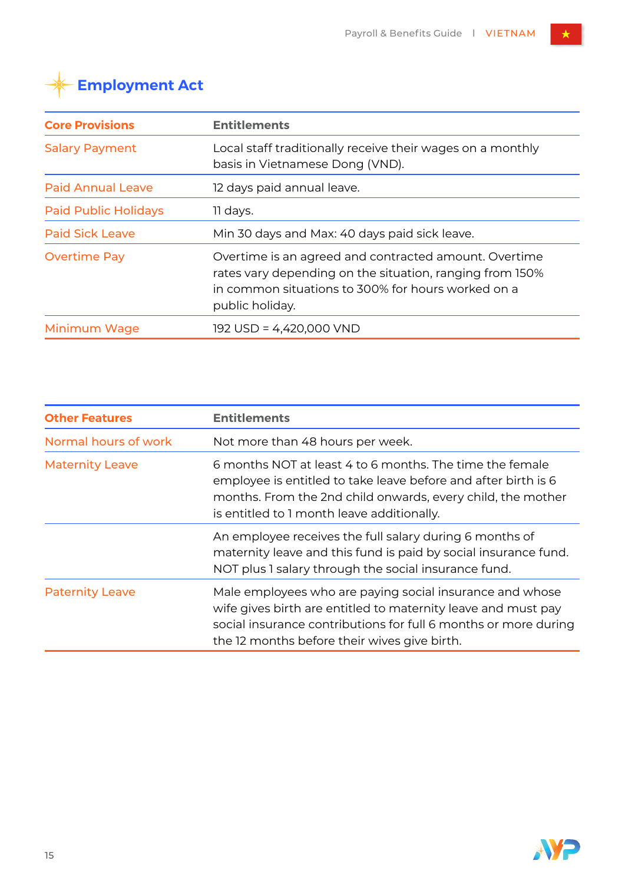# Employment Act

| Core Provisions | Entitlements |
| --- | --- |
| Salary Payment | Local staff traditionally receive their wages on a monthly basis in Vietnamese Dong (VND). |
| Paid Annual Leave | 12 days paid annual leave. |
| Paid Public Holidays | 11 days. |
| Paid Sick Leave | Min 30 days and Max: 40 days paid sick leave. |
| Overtime Pay | Overtime is an agreed and contracted amount. Overtime rates vary depending on the situation, ranging from 150% in common situations to 300% for hours worked on a public holiday. |
| Minimum Wage | 192 USD = 4,420,000 VND |

| Other Features | Entitlements |
| --- | --- |
| Normal hours of work | Not more than 48 hours per week. |
| Maternity Leave | 6 months NOT at least 4 to 6 months. The time the female employee is entitled to take leave before and after birth is 6 months. From the 2nd child onwards, every child, the mother is entitled to 1 month leave additionally. |
| | An employee receives the full salary during 6 months of maternity leave and this fund is paid by social insurance fund. NOT plus 1 salary through the social insurance fund. |
| Paternity Leave | Male employees who are paying social insurance and whose wife gives birth are entitled to maternity leave and must pay social insurance contributions for full 6 months or more during the 12 months before their wives give birth. |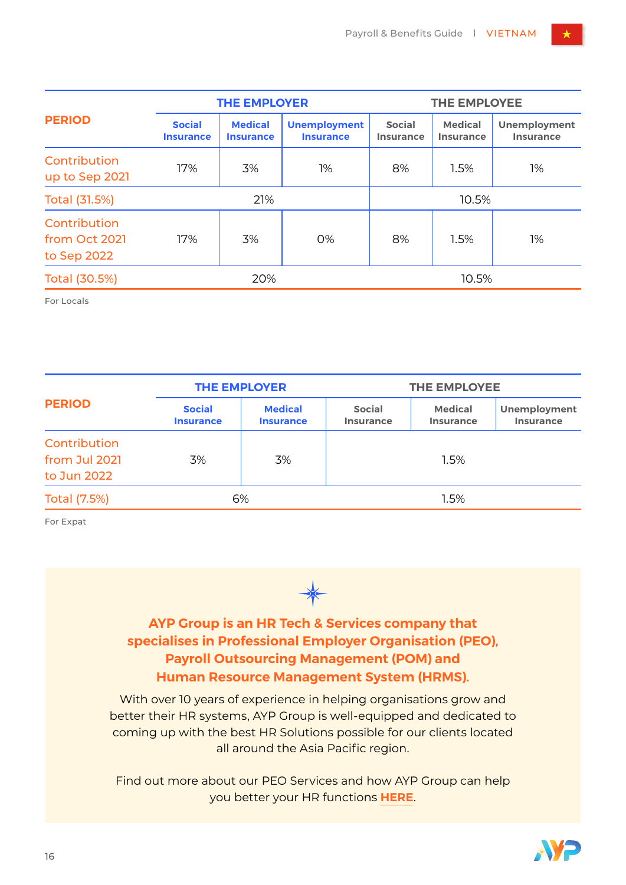| PERIOD | THE EMPLOYER | | | THE EMPLOYEE | | |
|---|---|---|---|---|---|---|
| | Social Insurance | Medical Insurance | Unemployment Insurance | Social Insurance | Medical Insurance | Unemployment Insurance |
| Contribution up to Sep 2021 | 17% | 3% | 1% | 8% | 1.5% | 1% |
| Total (31.5%) | 21% | | | 10.5% | | |
| Contribution from Oct 2021 to Sep 2022 | 17% | 3% | 0% | 8% | 1.5% | 1% |
| Total (30.5%) | 20% | | | 10.5% | | |

For Locals

| PERIOD | THE EMPLOYER | | THE EMPLOYEE | | |
|---|---|---|---|---|---|
| | Social Insurance | Medical Insurance | Social Insurance | Medical Insurance | Unemployment Insurance |
| Contribution from Jul 2021 to Jun 2022 | 3% | 3% | 1.5% | | |
| Total (7.5%) | 6% | | 1.5% | | |

For Expat

**AYP Group is an HR Tech & Services company that specialises in Professional Employer Organisation (PEO), Payroll Outsourcing Management (POM) and Human Resource Management System (HRMS).**

With over 10 years of experience in helping organisations grow and better their HR systems, AYP Group is well-equipped and dedicated to coming up with the best HR Solutions possible for our clients located all around the Asia Pacific region.

Find out more about our PEO Services and how AYP Group can help you better your HR functions **HERE**.